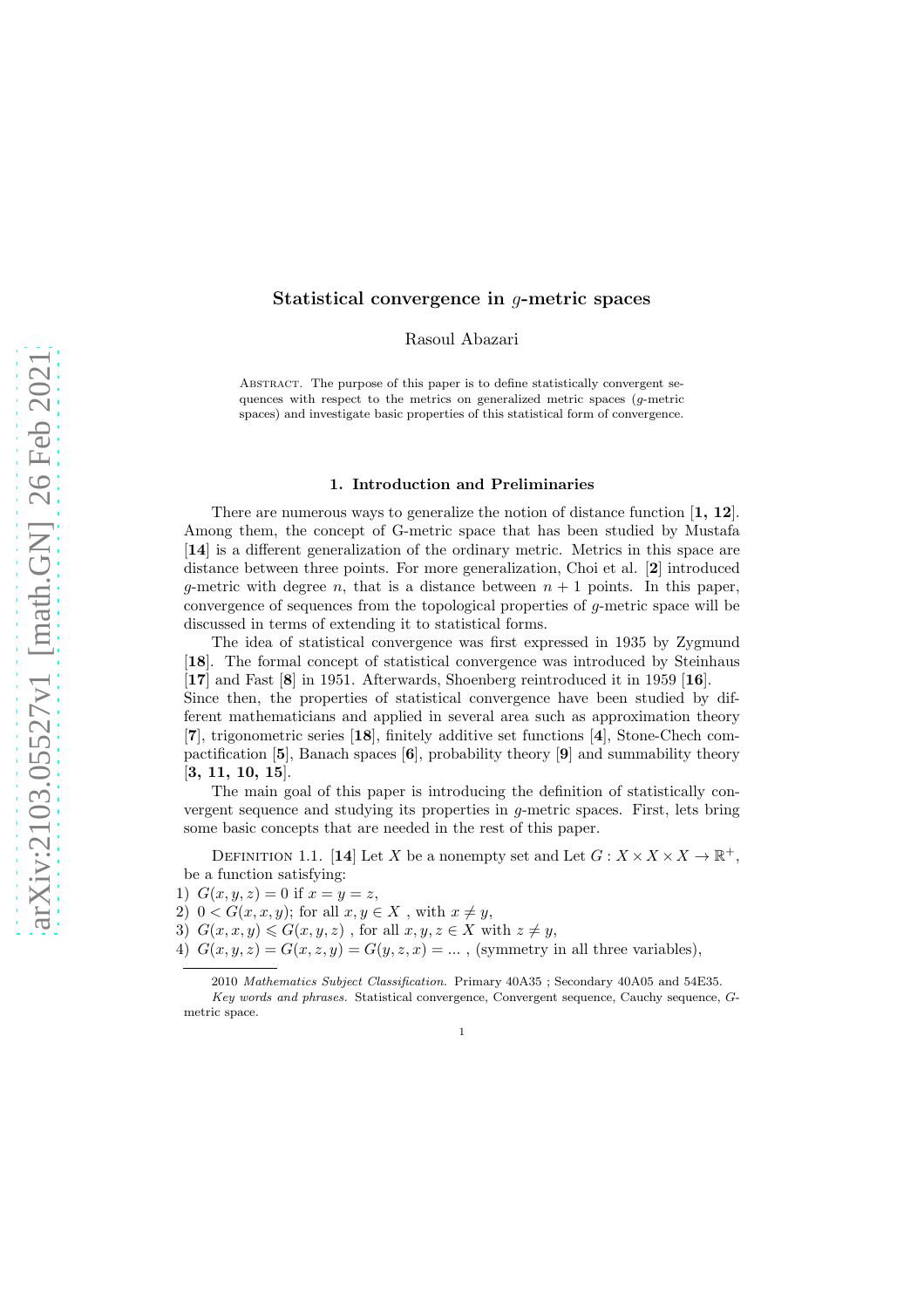# Statistical convergence in $g$-metric spaces

Rasoul Abazari

Abstract. The purpose of this paper is to define statistically convergent sequences with respect to the metrics on generalized metric spaces ($g$-metric spaces) and investigate basic properties of this statistical form of convergence.

## 1. Introduction and Preliminaries

There are numerous ways to generalize the notion of distance function [**1, 12**]. Among them, the concept of G-metric space that has been studied by Mustafa [**14**] is a different generalization of the ordinary metric. Metrics in this space are distance between three points. For more generalization, Choi et al. [**2**] introduced $g$-metric with degree $n$, that is a distance between $n+1$ points. In this paper, convergence of sequences from the topological properties of $g$-metric space will be discussed in terms of extending it to statistical forms.

The idea of statistical convergence was first expressed in 1935 by Zygmund [**18**]. The formal concept of statistical convergence was introduced by Steinhaus [**17**] and Fast [**8**] in 1951. Afterwards, Shoenberg reintroduced it in 1959 [**16**]. Since then, the properties of statistical convergence have been studied by different mathematicians and applied in several area such as approximation theory [**7**], trigonometric series [**18**], finitely additive set functions [**4**], Stone-Chech compactification [**5**], Banach spaces [**6**], probability theory [**9**] and summability theory [**3, 11, 10, 15**].

The main goal of this paper is introducing the definition of statistically convergent sequence and studying its properties in $g$-metric spaces. First, lets bring some basic concepts that are needed in the rest of this paper.

Definition 1.1. [**14**] Let $X$ be a nonempty set and Let $G : X \times X \times X \to \mathbb{R}^+$, be a function satisfying:

1) $G(x, y, z) = 0$ if $x = y = z$,
2) $0 < G(x, x, y)$; for all $x, y \in X$ , with $x \neq y$,
3) $G(x, x, y) \leqslant G(x, y, z)$ , for all $x, y, z \in X$ with $z \neq y$,
4) $G(x, y, z) = G(x, z, y) = G(y, z, x) = ...$ , (symmetry in all three variables),

2010 *Mathematics Subject Classification.* Primary 40A35 ; Secondary 40A05 and 54E35.

*Key words and phrases.* Statistical convergence, Convergent sequence, Cauchy sequence, $G$-metric space.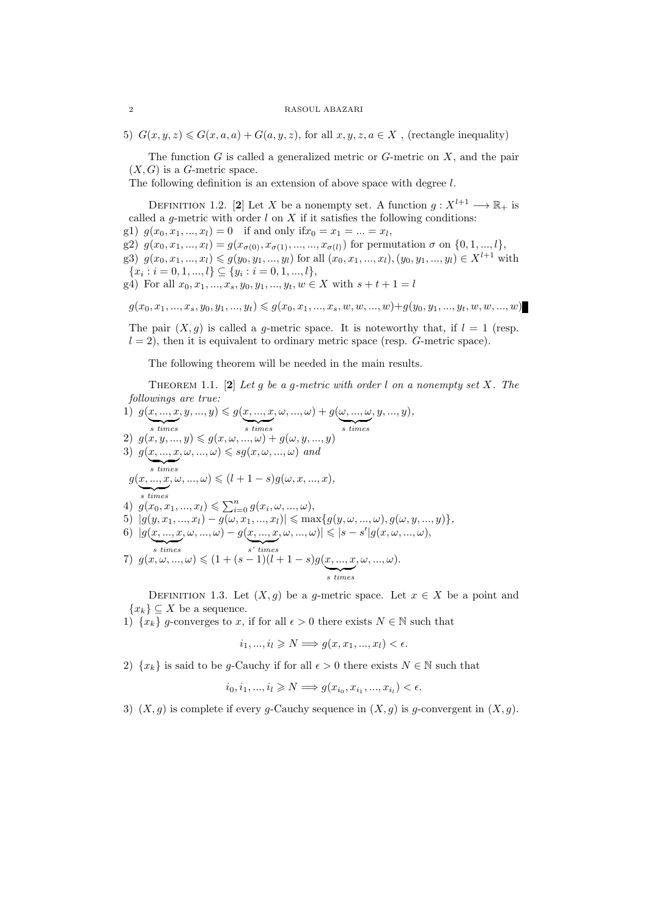5) $G(x, y, z) \leqslant G(x, a, a) + G(a, y, z)$, for all $x, y, z, a \in X$ , (rectangle inequality)

The function $G$ is called a generalized metric or $G$-metric on $X$, and the pair $(X, G)$ is a $G$-metric space.

The following definition is an extension of above space with degree $l$.

DEFINITION 1.2. [**2**] Let $X$ be a nonempty set. A function $g : X^{l+1} \longrightarrow \mathbb{R}_+$ is called a $g$-metric with order $l$ on $X$ if it satisfies the following conditions:

g1) $g(x_0, x_1, ..., x_l) = 0$ if and only if $x_0 = x_1 = ... = x_l$,

g2) $g(x_0, x_1, ..., x_l) = g(x_{\sigma(0)}, x_{\sigma(1)}, ..., ..., x_{\sigma(l)})$ for permutation $\sigma$ on $\{0, 1, ..., l\}$,

g3) $g(x_0, x_1, ..., x_l) \leqslant g(y_0, y_1, ..., y_l)$ for all $(x_0, x_1, ..., x_l), (y_0, y_1, ..., y_l) \in X^{l+1}$ with $\{x_i : i = 0, 1, ..., l\} \subseteq \{y_i : i = 0, 1, ..., l\}$,

g4) For all $x_0, x_1, ..., x_s, y_0, y_1, ..., y_t, w \in X$ with $s + t + 1 = l$

$$g(x_0, x_1, ..., x_s, y_0, y_1, ..., y_t) \leqslant g(x_0, x_1, ..., x_s, w, w, ..., w) + g(y_0, y_1, ..., y_t, w, w, ..., w)$$

The pair $(X, g)$ is called a $g$-metric space. It is noteworthy that, if $l = 1$ (resp. $l = 2$), then it is equivalent to ordinary metric space (resp. $G$-metric space).

The following theorem will be needed in the main results.

THEOREM 1.1. [**2**] *Let $g$ be a $g$-metric with order $l$ on a nonempty set $X$. The followings are true:*

1) $g(\underbrace{x, ..., x}_{s\ times}, y, ..., y) \leqslant g(\underbrace{x, ..., x}_{s\ times}, \omega, ..., \omega) + g(\underbrace{\omega, ..., \omega}_{s\ times}, y, ..., y)$,

2) $g(x, y, ..., y) \leqslant g(x, \omega, ..., \omega) + g(\omega, y, ..., y)$

3) $g(\underbrace{x, ..., x}_{s\ times}, \omega, ..., \omega) \leqslant s g(x, \omega, ..., \omega)$ *and*

$g(\underbrace{x, ..., x}_{s\ times}, \omega, ..., \omega) \leqslant (l + 1 - s) g(\omega, x, ..., x)$,

4) $g(x_0, x_1, ..., x_l) \leqslant \sum_{i=0}^{n} g(x_i, \omega, ..., \omega)$,

5) $|g(y, x_1, ..., x_l) - g(\omega, x_1, ..., x_l)| \leqslant \max\{g(y, \omega, ..., \omega), g(\omega, y, ..., y)\}$,

6) $|g(\underbrace{x, ..., x}_{s\ times}, \omega, ..., \omega) - g(\underbrace{x, ..., x}_{s'\ times}, \omega, ..., \omega)| \leqslant |s - s'| g(x, \omega, ..., \omega)$,

7) $g(x, \omega, ..., \omega) \leqslant (1 + (s - 1)(l + 1 - s) g(\underbrace{x, ..., x}_{s\ times}, \omega, ..., \omega)$.

DEFINITION 1.3. Let $(X, g)$ be a $g$-metric space. Let $x \in X$ be a point and $\{x_k\} \subseteq X$ be a sequence.

1) $\{x_k\}$ $g$-converges to $x$, if for all $\epsilon > 0$ there exists $N \in \mathbb{N}$ such that

$$i_1, ..., i_l \geqslant N \Longrightarrow g(x, x_1, ..., x_l) < \epsilon.$$

2) $\{x_k\}$ is said to be $g$-Cauchy if for all $\epsilon > 0$ there exists $N \in \mathbb{N}$ such that

$$i_0, i_1, ..., i_l \geqslant N \Longrightarrow g(x_{i_0}, x_{i_1}, ..., x_{i_l}) < \epsilon.$$

3) $(X, g)$ is complete if every $g$-Cauchy sequence in $(X, g)$ is $g$-convergent in $(X, g)$.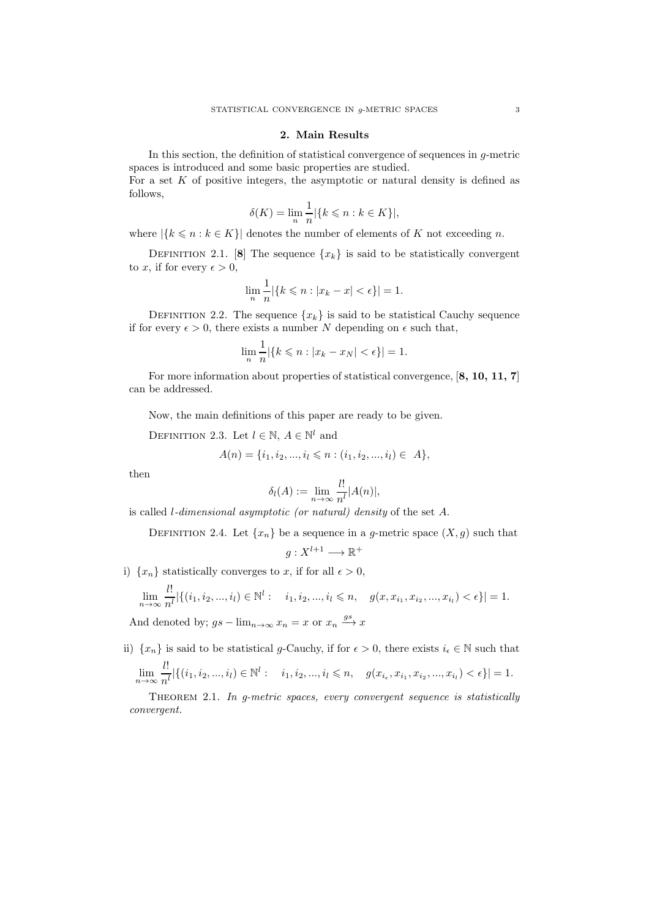## 2. Main Results

In this section, the definition of statistical convergence of sequences in $g$-metric spaces is introduced and some basic properties are studied.
For a set $K$ of positive integers, the asymptotic or natural density is defined as follows,

$$\delta(K) = \lim_{n} \frac{1}{n} |\{k \leqslant n : k \in K\}|,$$

where $|\{k \leqslant n : k \in K\}|$ denotes the number of elements of $K$ not exceeding $n$.

Definition 2.1. [**8**] The sequence $\{x_k\}$ is said to be statistically convergent to $x$, if for every $\epsilon > 0$,

$$\lim_{n} \frac{1}{n} |\{k \leqslant n : |x_k - x| < \epsilon\}| = 1.$$

Definition 2.2. The sequence $\{x_k\}$ is said to be statistical Cauchy sequence if for every $\epsilon > 0$, there exists a number $N$ depending on $\epsilon$ such that,

$$\lim_{n} \frac{1}{n} |\{k \leqslant n : |x_k - x_N| < \epsilon\}| = 1.$$

For more information about properties of statistical convergence, [**8, 10, 11, 7**] can be addressed.

Now, the main definitions of this paper are ready to be given.

Definition 2.3. Let $l \in \mathbb{N}$, $A \in \mathbb{N}^l$ and

$$A(n) = \{i_1, i_2, ..., i_l \leqslant n : (i_1, i_2, ..., i_l) \in \ A\},$$

then

$$\delta_l(A) := \lim_{n \to \infty} \frac{l!}{n^l} |A(n)|,$$

is called *l-dimensional asymptotic (or natural) density* of the set $A$.

Definition 2.4. Let $\{x_n\}$ be a sequence in a $g$-metric space $(X, g)$ such that

$$g : X^{l+1} \longrightarrow \mathbb{R}^+$$

i) $\{x_n\}$ statistically converges to $x$, if for all $\epsilon > 0$,

$$\lim_{n \to \infty} \frac{l!}{n^l} |\{(i_1, i_2, ..., i_l) \in \mathbb{N}^l : \quad i_1, i_2, ..., i_l \leqslant n, \quad g(x, x_{i_1}, x_{i_2}, ..., x_{i_l}) < \epsilon\}| = 1.$$

And denoted by; $gs - \lim_{n\to\infty} x_n = x$ or $x_n \xrightarrow{gs} x$

ii) $\{x_n\}$ is said to be statistical $g$-Cauchy, if for $\epsilon > 0$, there exists $i_\epsilon \in \mathbb{N}$ such that

$$\lim_{n \to \infty} \frac{l!}{n^l} |\{(i_1, i_2, ..., i_l) \in \mathbb{N}^l : \quad i_1, i_2, ..., i_l \leqslant n, \quad g(x_{i_\epsilon}, x_{i_1}, x_{i_2}, ..., x_{i_l}) < \epsilon\}| = 1.$$

Theorem 2.1. *In g-metric spaces, every convergent sequence is statistically convergent.*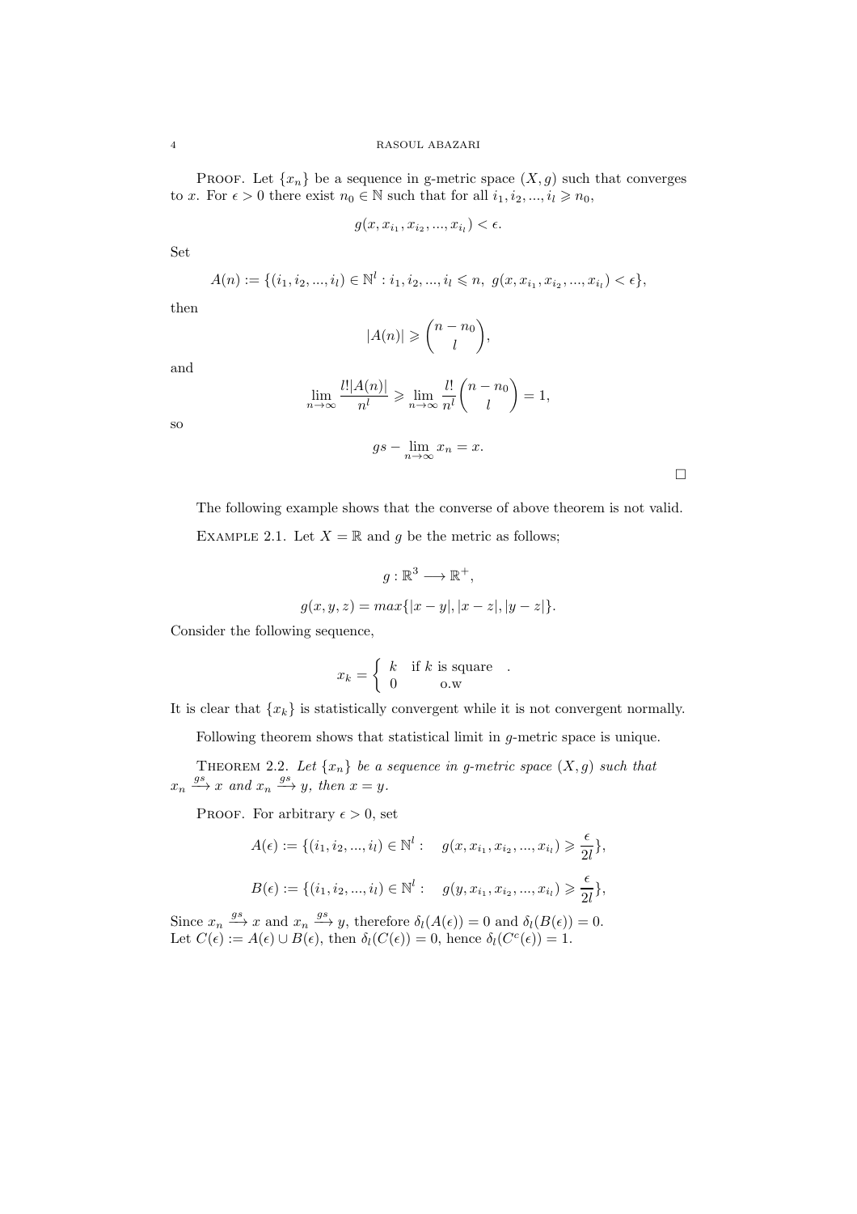PROOF. Let $\{x_n\}$ be a sequence in g-metric space $(X, g)$ such that converges to $x$. For $\epsilon > 0$ there exist $n_0 \in \mathbb{N}$ such that for all $i_1, i_2, ..., i_l \geqslant n_0$,

$$g(x, x_{i_1}, x_{i_2}, ..., x_{i_l}) < \epsilon.$$

Set

$$A(n) := \{(i_1, i_2, ..., i_l) \in \mathbb{N}^l : i_1, i_2, ..., i_l \leqslant n, \ g(x, x_{i_1}, x_{i_2}, ..., x_{i_l}) < \epsilon\},$$

then

$$|A(n)| \geqslant \binom{n - n_0}{l},$$

and

$$\lim_{n\to\infty} \frac{l!|A(n)|}{n^l} \geqslant \lim_{n\to\infty} \frac{l!}{n^l}\binom{n - n_0}{l} = 1,$$

so

$$gs - \lim_{n\to\infty} x_n = x.$$

□

The following example shows that the converse of above theorem is not valid.

EXAMPLE 2.1. Let $X = \mathbb{R}$ and $g$ be the metric as follows;

$$g : \mathbb{R}^3 \longrightarrow \mathbb{R}^+,$$

$$g(x, y, z) = max\{|x - y|, |x - z|, |y - z|\}.$$

Consider the following sequence,

$$x_k = \begin{cases} k & \text{if } k \text{ is square} \\ 0 & \text{o.w} \end{cases}.$$

It is clear that $\{x_k\}$ is statistically convergent while it is not convergent normally.

Following theorem shows that statistical limit in $g$-metric space is unique.

THEOREM 2.2. *Let $\{x_n\}$ be a sequence in g-metric space $(X, g)$ such that $x_n \xrightarrow{gs} x$ and $x_n \xrightarrow{gs} y$, then $x = y$.*

PROOF. For arbitrary $\epsilon > 0$, set

$$A(\epsilon) := \{(i_1, i_2, ..., i_l) \in \mathbb{N}^l : \quad g(x, x_{i_1}, x_{i_2}, ..., x_{i_l}) \geqslant \frac{\epsilon}{2l}\},$$

$$B(\epsilon) := \{(i_1, i_2, ..., i_l) \in \mathbb{N}^l : \quad g(y, x_{i_1}, x_{i_2}, ..., x_{i_l}) \geqslant \frac{\epsilon}{2l}\},$$

Since $x_n \xrightarrow{gs} x$ and $x_n \xrightarrow{gs} y$, therefore $\delta_l(A(\epsilon)) = 0$ and $\delta_l(B(\epsilon)) = 0$. Let $C(\epsilon) := A(\epsilon) \cup B(\epsilon)$, then $\delta_l(C(\epsilon)) = 0$, hence $\delta_l(C^c(\epsilon)) = 1$.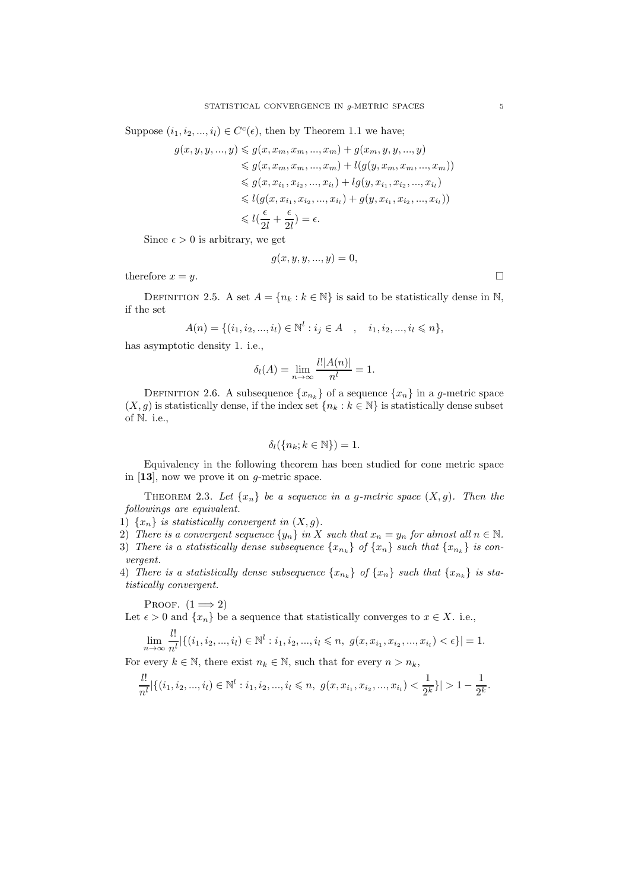Suppose $(i_1, i_2, ..., i_l) \in C^c(\epsilon)$, then by Theorem 1.1 we have;

$$\begin{aligned}
g(x, y, y, ..., y) &\leqslant g(x, x_m, x_m, ..., x_m) + g(x_m, y, y, ..., y) \\
&\leqslant g(x, x_m, x_m, ..., x_m) + l(g(y, x_m, x_m, ..., x_m)) \\
&\leqslant g(x, x_{i_1}, x_{i_2}, ..., x_{i_l}) + lg(y, x_{i_1}, x_{i_2}, ..., x_{i_l}) \\
&\leqslant l(g(x, x_{i_1}, x_{i_2}, ..., x_{i_l}) + g(y, x_{i_1}, x_{i_2}, ..., x_{i_l})) \\
&\leqslant l(\frac{\epsilon}{2l} + \frac{\epsilon}{2l}) = \epsilon.
\end{aligned}$$

Since $\epsilon > 0$ is arbitrary, we get

$$g(x, y, y, ..., y) = 0,$$

therefore $x = y$. $\square$

Definition 2.5. A set $A = \{n_k : k \in \mathbb{N}\}$ is said to be statistically dense in $\mathbb{N}$, if the set

$$A(n) = \{(i_1, i_2, ..., i_l) \in \mathbb{N}^l : i_j \in A \quad , \quad i_1, i_2, ..., i_l \leqslant n\},$$

has asymptotic density 1. i.e.,

$$\delta_l(A) = \lim_{n\to\infty} \frac{l!|A(n)|}{n^l} = 1.$$

Definition 2.6. A subsequence $\{x_{n_k}\}$ of a sequence $\{x_n\}$ in a $g$-metric space $(X, g)$ is statistically dense, if the index set $\{n_k : k \in \mathbb{N}\}$ is statistically dense subset of $\mathbb{N}$. i.e.,

$$\delta_l(\{n_k; k \in \mathbb{N}\}) = 1.$$

Equivalency in the following theorem has been studied for cone metric space in [**13**], now we prove it on $g$-metric space.

Theorem 2.3. *Let $\{x_n\}$ be a sequence in a $g$-metric space $(X, g)$. Then the followings are equivalent.*

1) *$\{x_n\}$ is statistically convergent in $(X, g)$.*
2) *There is a convergent sequence $\{y_n\}$ in $X$ such that $x_n = y_n$ for almost all $n \in \mathbb{N}$.*
3) *There is a statistically dense subsequence $\{x_{n_k}\}$ of $\{x_n\}$ such that $\{x_{n_k}\}$ is convergent.*
4) *There is a statistically dense subsequence $\{x_{n_k}\}$ of $\{x_n\}$ such that $\{x_{n_k}\}$ is statistically convergent.*

Proof. $(1 \Longrightarrow 2)$
Let $\epsilon > 0$ and $\{x_n\}$ be a sequence that statistically converges to $x \in X$. i.e.,

$$\lim_{n\to\infty} \frac{l!}{n^l}|\{(i_1, i_2, ..., i_l) \in \mathbb{N}^l : i_1, i_2, ..., i_l \leqslant n,\ g(x, x_{i_1}, x_{i_2}, ..., x_{i_l}) < \epsilon\}| = 1.$$

For every $k \in \mathbb{N}$, there exist $n_k \in \mathbb{N}$, such that for every $n > n_k$,

$$\frac{l!}{n^l}|\{(i_1, i_2, ..., i_l) \in \mathbb{N}^l : i_1, i_2, ..., i_l \leqslant n,\ g(x, x_{i_1}, x_{i_2}, ..., x_{i_l}) < \frac{1}{2^k}\}| > 1 - \frac{1}{2^k}.$$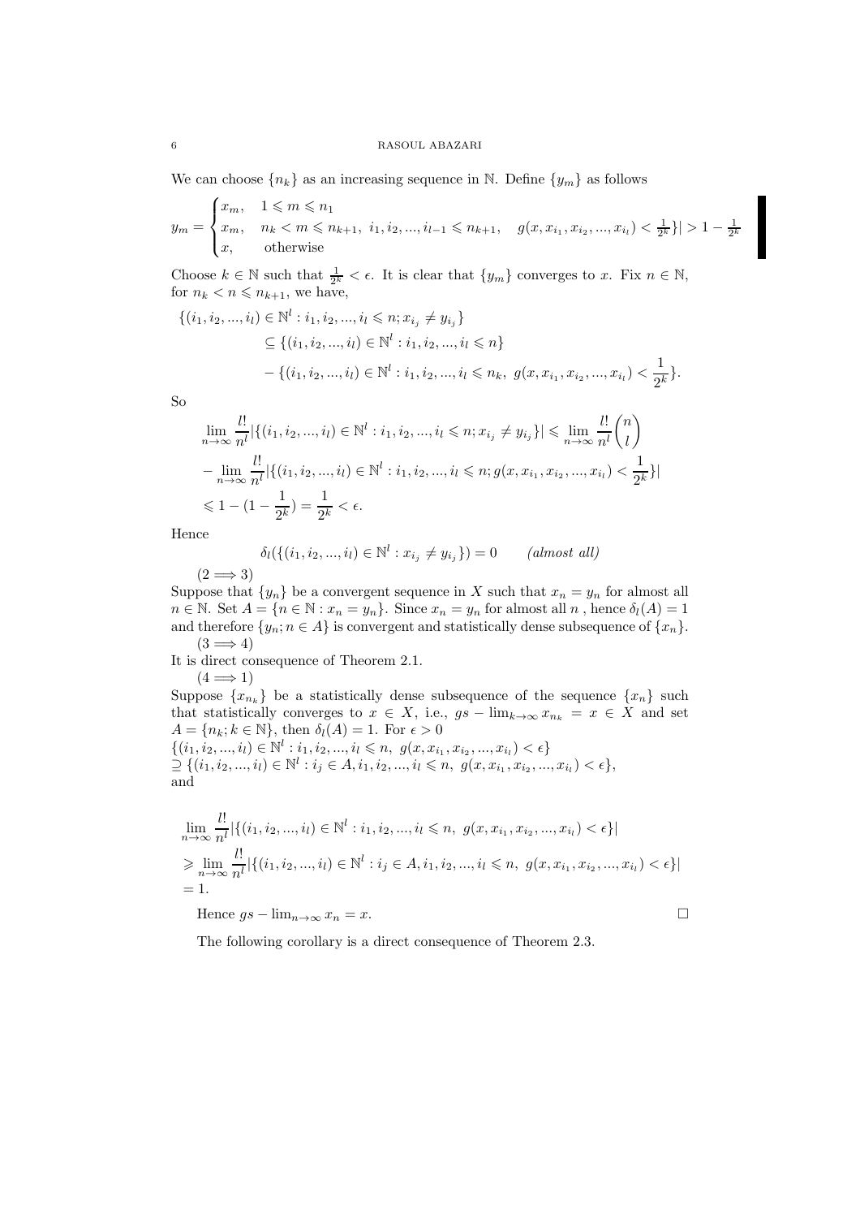We can choose $\{n_k\}$ as an increasing sequence in $\mathbb{N}$. Define $\{y_m\}$ as follows

$$y_m = \begin{cases} x_m, & 1 \leqslant m \leqslant n_1 \\ x_m, & n_k < m \leqslant n_{k+1},\ i_1, i_2, ..., i_{l-1} \leqslant n_{k+1}, \quad g(x, x_{i_1}, x_{i_2}, ..., x_{i_l}) < \frac{1}{2^k}\}| > 1 - \frac{1}{2^k} \\ x, & \text{otherwise} \end{cases}$$

Choose $k \in \mathbb{N}$ such that $\frac{1}{2^k} < \epsilon$. It is clear that $\{y_m\}$ converges to $x$. Fix $n \in \mathbb{N}$, for $n_k < n \leqslant n_{k+1}$, we have,

$$\begin{aligned} \{(i_1, i_2, ..., i_l) \in \mathbb{N}^l : i_1, i_2, ..., i_l \leqslant n; x_{i_j} \neq y_{i_j}\} \\ \subseteq \{(i_1, i_2, ..., i_l) \in \mathbb{N}^l : i_1, i_2, ..., i_l \leqslant n\} \\ - \{(i_1, i_2, ..., i_l) \in \mathbb{N}^l : i_1, i_2, ..., i_l \leqslant n_k,\ g(x, x_{i_1}, x_{i_2}, ..., x_{i_l}) < \frac{1}{2^k}\}. \end{aligned}$$

So

$$\begin{aligned} &\lim_{n\to\infty} \frac{l!}{n^l} |\{(i_1, i_2, ..., i_l) \in \mathbb{N}^l : i_1, i_2, ..., i_l \leqslant n; x_{i_j} \neq y_{i_j}\}| \leqslant \lim_{n\to\infty} \frac{l!}{n^l} \binom{n}{l} \\ &- \lim_{n\to\infty} \frac{l!}{n^l} |\{(i_1, i_2, ..., i_l) \in \mathbb{N}^l : i_1, i_2, ..., i_l \leqslant n; g(x, x_{i_1}, x_{i_2}, ..., x_{i_l}) < \frac{1}{2^k}\}| \\ &\leqslant 1 - (1 - \frac{1}{2^k}) = \frac{1}{2^k} < \epsilon. \end{aligned}$$

Hence

$$\delta_l(\{(i_1, i_2, ..., i_l) \in \mathbb{N}^l : x_{i_j} \neq y_{i_j}\}) = 0 \qquad \textit{(almost all)}$$

$(2 \Longrightarrow 3)$

Suppose that $\{y_n\}$ be a convergent sequence in $X$ such that $x_n = y_n$ for almost all $n \in \mathbb{N}$. Set $A = \{n \in \mathbb{N} : x_n = y_n\}$. Since $x_n = y_n$ for almost all $n$, hence $\delta_l(A) = 1$ and therefore $\{y_n; n \in A\}$ is convergent and statistically dense subsequence of $\{x_n\}$.

$(3 \Longrightarrow 4)$

It is direct consequence of Theorem 2.1.

$(4 \Longrightarrow 1)$

Suppose $\{x_{n_k}\}$ be a statistically dense subsequence of the sequence $\{x_n\}$ such that statistically converges to $x \in X$, i.e., $gs - \lim_{k\to\infty} x_{n_k} = x \in X$ and set $A = \{n_k; k \in \mathbb{N}\}$, then $\delta_l(A) = 1$. For $\epsilon > 0$

$\{(i_1, i_2, ..., i_l) \in \mathbb{N}^l : i_1, i_2, ..., i_l \leqslant n,\ g(x, x_{i_1}, x_{i_2}, ..., x_{i_l}) < \epsilon\}$
$\supseteq \{(i_1, i_2, ..., i_l) \in \mathbb{N}^l : i_j \in A, i_1, i_2, ..., i_l \leqslant n,\ g(x, x_{i_1}, x_{i_2}, ..., x_{i_l}) < \epsilon\}$,
and

$$\begin{aligned} &\lim_{n\to\infty} \frac{l!}{n^l} |\{(i_1, i_2, ..., i_l) \in \mathbb{N}^l : i_1, i_2, ..., i_l \leqslant n,\ g(x, x_{i_1}, x_{i_2}, ..., x_{i_l}) < \epsilon\}| \\ &\geqslant \lim_{n\to\infty} \frac{l!}{n^l} |\{(i_1, i_2, ..., i_l) \in \mathbb{N}^l : i_j \in A, i_1, i_2, ..., i_l \leqslant n,\ g(x, x_{i_1}, x_{i_2}, ..., x_{i_l}) < \epsilon\}| \\ &= 1. \end{aligned}$$

Hence $gs - \lim_{n\to\infty} x_n = x$. □

The following corollary is a direct consequence of Theorem 2.3.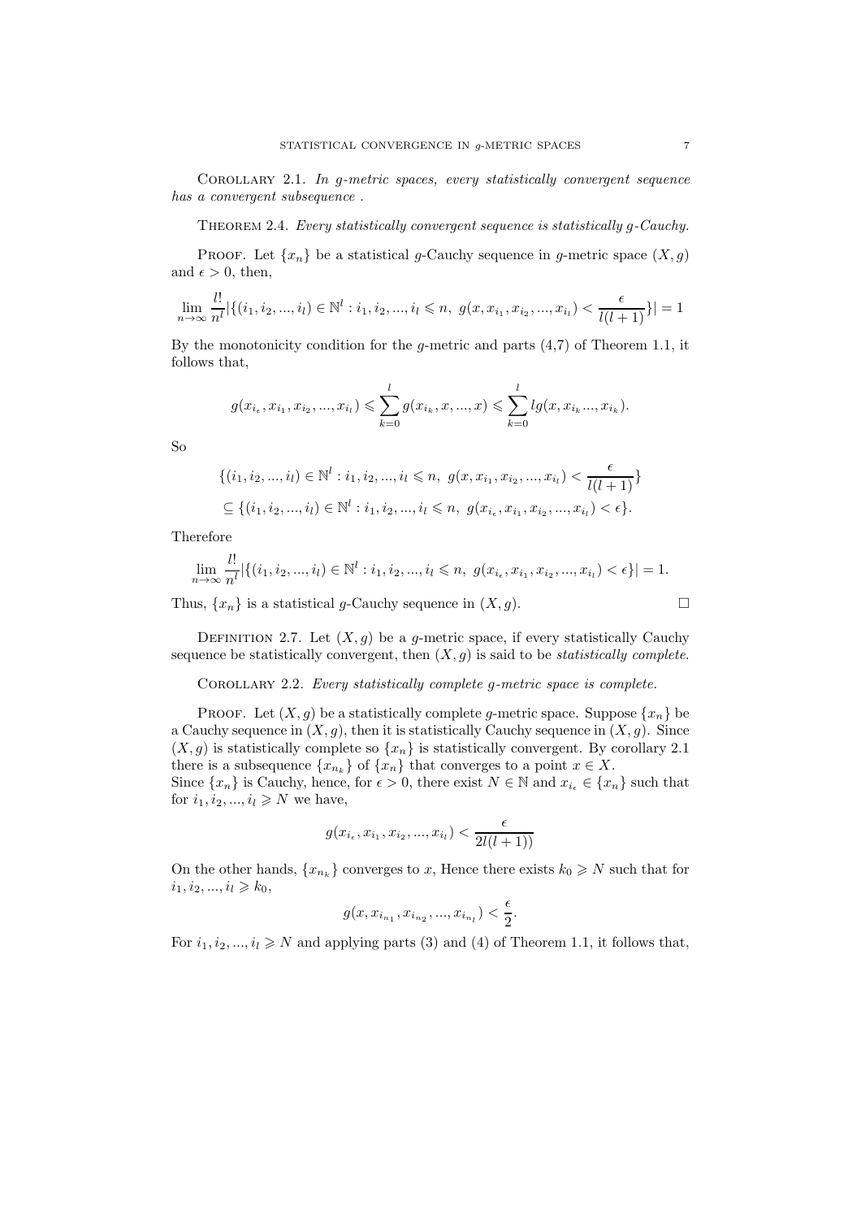Corollary 2.1. *In g-metric spaces, every statistically convergent sequence has a convergent subsequence .*

Theorem 2.4. *Every statistically convergent sequence is statistically g-Cauchy.*

Proof. Let $\{x_n\}$ be a statistical $g$-Cauchy sequence in $g$-metric space $(X, g)$ and $\epsilon > 0$, then,

$$\lim_{n\to\infty} \frac{l!}{n^l} |\{(i_1, i_2, ..., i_l) \in \mathbb{N}^l : i_1, i_2, ..., i_l \leqslant n,\ g(x, x_{i_1}, x_{i_2}, ..., x_{i_l}) < \frac{\epsilon}{l(l+1)}\}| = 1$$

By the monotonicity condition for the $g$-metric and parts (4,7) of Theorem 1.1, it follows that,

$$g(x_{i_\epsilon}, x_{i_1}, x_{i_2}, ..., x_{i_l}) \leqslant \sum_{k=0}^{l} g(x_{i_k}, x, ..., x) \leqslant \sum_{k=0}^{l} lg(x, x_{i_k} ..., x_{i_k}).$$

So

$$\{(i_1, i_2, ..., i_l) \in \mathbb{N}^l : i_1, i_2, ..., i_l \leqslant n,\ g(x, x_{i_1}, x_{i_2}, ..., x_{i_l}) < \frac{\epsilon}{l(l+1)}\}$$
$$\subseteq \{(i_1, i_2, ..., i_l) \in \mathbb{N}^l : i_1, i_2, ..., i_l \leqslant n,\ g(x_{i_\epsilon}, x_{i_1}, x_{i_2}, ..., x_{i_l}) < \epsilon\}.$$

Therefore

$$\lim_{n\to\infty} \frac{l!}{n^l} |\{(i_1, i_2, ..., i_l) \in \mathbb{N}^l : i_1, i_2, ..., i_l \leqslant n,\ g(x_{i_\epsilon}, x_{i_1}, x_{i_2}, ..., x_{i_l}) < \epsilon\}| = 1.$$

Thus, $\{x_n\}$ is a statistical $g$-Cauchy sequence in $(X, g)$. $\square$

Definition 2.7. Let $(X, g)$ be a $g$-metric space, if every statistically Cauchy sequence be statistically convergent, then $(X, g)$ is said to be *statistically complete*.

Corollary 2.2. *Every statistically complete g-metric space is complete.*

Proof. Let $(X, g)$ be a statistically complete $g$-metric space. Suppose $\{x_n\}$ be a Cauchy sequence in $(X, g)$, then it is statistically Cauchy sequence in $(X, g)$. Since $(X, g)$ is statistically complete so $\{x_n\}$ is statistically convergent. By corollary 2.1 there is a subsequence $\{x_{n_k}\}$ of $\{x_n\}$ that converges to a point $x \in X$.
Since $\{x_n\}$ is Cauchy, hence, for $\epsilon > 0$, there exist $N \in \mathbb{N}$ and $x_{i_\epsilon} \in \{x_n\}$ such that for $i_1, i_2, ..., i_l \geqslant N$ we have,

$$g(x_{i_\epsilon}, x_{i_1}, x_{i_2}, ..., x_{i_l}) < \frac{\epsilon}{2l(l+1))}$$

On the other hands, $\{x_{n_k}\}$ converges to $x$, Hence there exists $k_0 \geqslant N$ such that for $i_1, i_2, ..., i_l \geqslant k_0$,

$$g(x, x_{i_{n_1}}, x_{i_{n_2}}, ..., x_{i_{n_l}}) < \frac{\epsilon}{2}.$$

For $i_1, i_2, ..., i_l \geqslant N$ and applying parts (3) and (4) of Theorem 1.1, it follows that,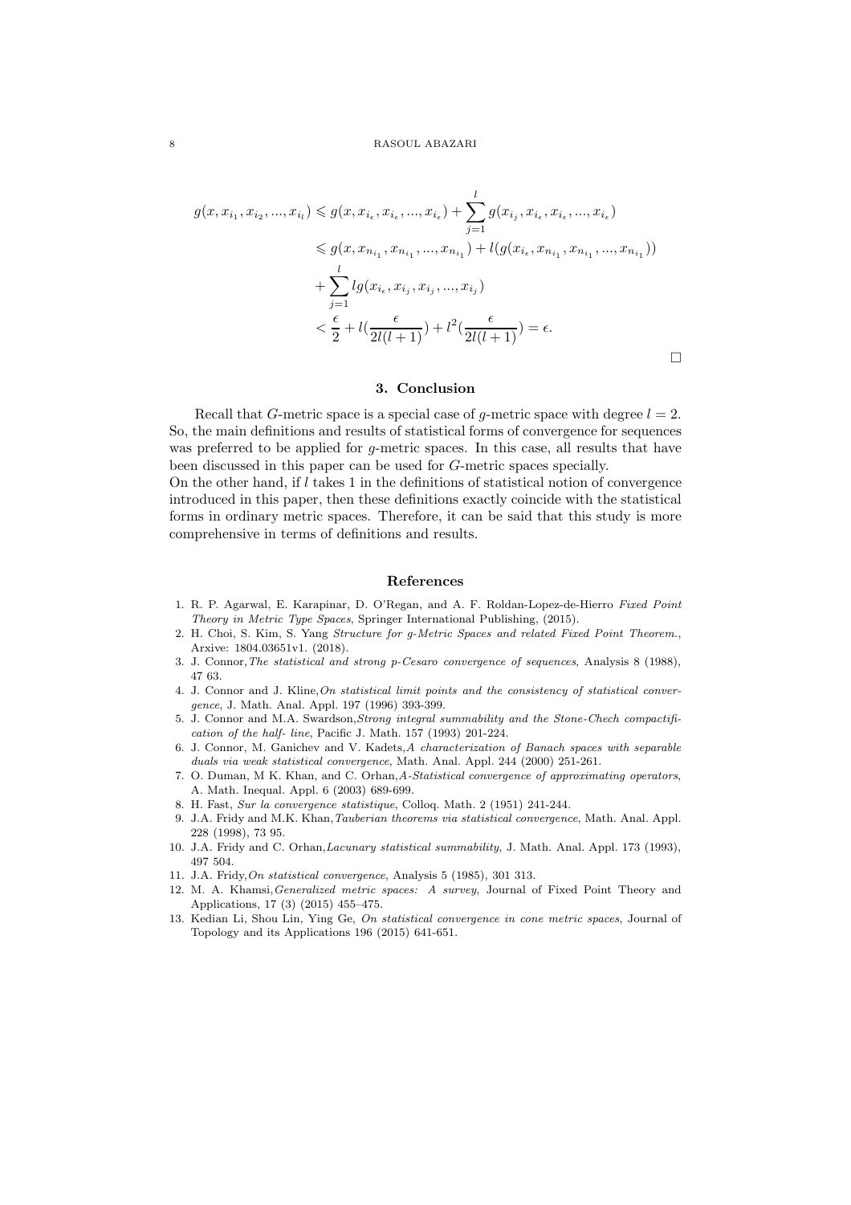$$
\begin{aligned}
g(x, x_{i_1}, x_{i_2}, ..., x_{i_l}) &\leqslant g(x, x_{i_\epsilon}, x_{i_\epsilon}, ..., x_{i_\epsilon}) + \sum_{j=1}^{l} g(x_{i_j}, x_{i_\epsilon}, x_{i_\epsilon}, ..., x_{i_\epsilon}) \\
&\leqslant g(x, x_{n_{i_1}}, x_{n_{i_1}}, ..., x_{n_{i_1}}) + l(g(x_{i_\epsilon}, x_{n_{i_1}}, x_{n_{i_1}}, ..., x_{n_{i_1}})) \\
&+ \sum_{j=1}^{l} lg(x_{i_\epsilon}, x_{i_j}, x_{i_j}, ..., x_{i_j}) \\
&< \frac{\epsilon}{2} + l(\frac{\epsilon}{2l(l+1)}) + l^2(\frac{\epsilon}{2l(l+1)}) = \epsilon.
\end{aligned}
$$

□

## 3. Conclusion

Recall that $G$-metric space is a special case of $g$-metric space with degree $l = 2$. So, the main definitions and results of statistical forms of convergence for sequences was preferred to be applied for $g$-metric spaces. In this case, all results that have been discussed in this paper can be used for $G$-metric spaces specially.
On the other hand, if $l$ takes 1 in the definitions of statistical notion of convergence introduced in this paper, then these definitions exactly coincide with the statistical forms in ordinary metric spaces. Therefore, it can be said that this study is more comprehensive in terms of definitions and results.

## References

1. R. P. Agarwal, E. Karapinar, D. O'Regan, and A. F. Roldan-Lopez-de-Hierro *Fixed Point Theory in Metric Type Spaces*, Springer International Publishing, (2015).
2. H. Choi, S. Kim, S. Yang *Structure for g-Metric Spaces and related Fixed Point Theorem.*, Arxive: 1804.03651v1. (2018).
3. J. Connor, *The statistical and strong p-Cesaro convergence of sequences*, Analysis 8 (1988), 47 63.
4. J. Connor and J. Kline, *On statistical limit points and the consistency of statistical convergence*, J. Math. Anal. Appl. 197 (1996) 393-399.
5. J. Connor and M.A. Swardson, *Strong integral summability and the Stone-Chech compactification of the half- line*, Pacific J. Math. 157 (1993) 201-224.
6. J. Connor, M. Ganichev and V. Kadets, *A characterization of Banach spaces with separable duals via weak statistical convergence*, Math. Anal. Appl. 244 (2000) 251-261.
7. O. Duman, M K. Khan, and C. Orhan, *A-Statistical convergence of approximating operators*, A. Math. Inequal. Appl. 6 (2003) 689-699.
8. H. Fast, *Sur la convergence statistique*, Colloq. Math. 2 (1951) 241-244.
9. J.A. Fridy and M.K. Khan, *Tauberian theorems via statistical convergence*, Math. Anal. Appl. 228 (1998), 73 95.
10. J.A. Fridy and C. Orhan, *Lacunary statistical summability*, J. Math. Anal. Appl. 173 (1993), 497 504.
11. J.A. Fridy, *On statistical convergence*, Analysis 5 (1985), 301 313.
12. M. A. Khamsi, *Generalized metric spaces: A survey*, Journal of Fixed Point Theory and Applications, 17 (3) (2015) 455–475.
13. Kedian Li, Shou Lin, Ying Ge, *On statistical convergence in cone metric spaces*, Journal of Topology and its Applications 196 (2015) 641-651.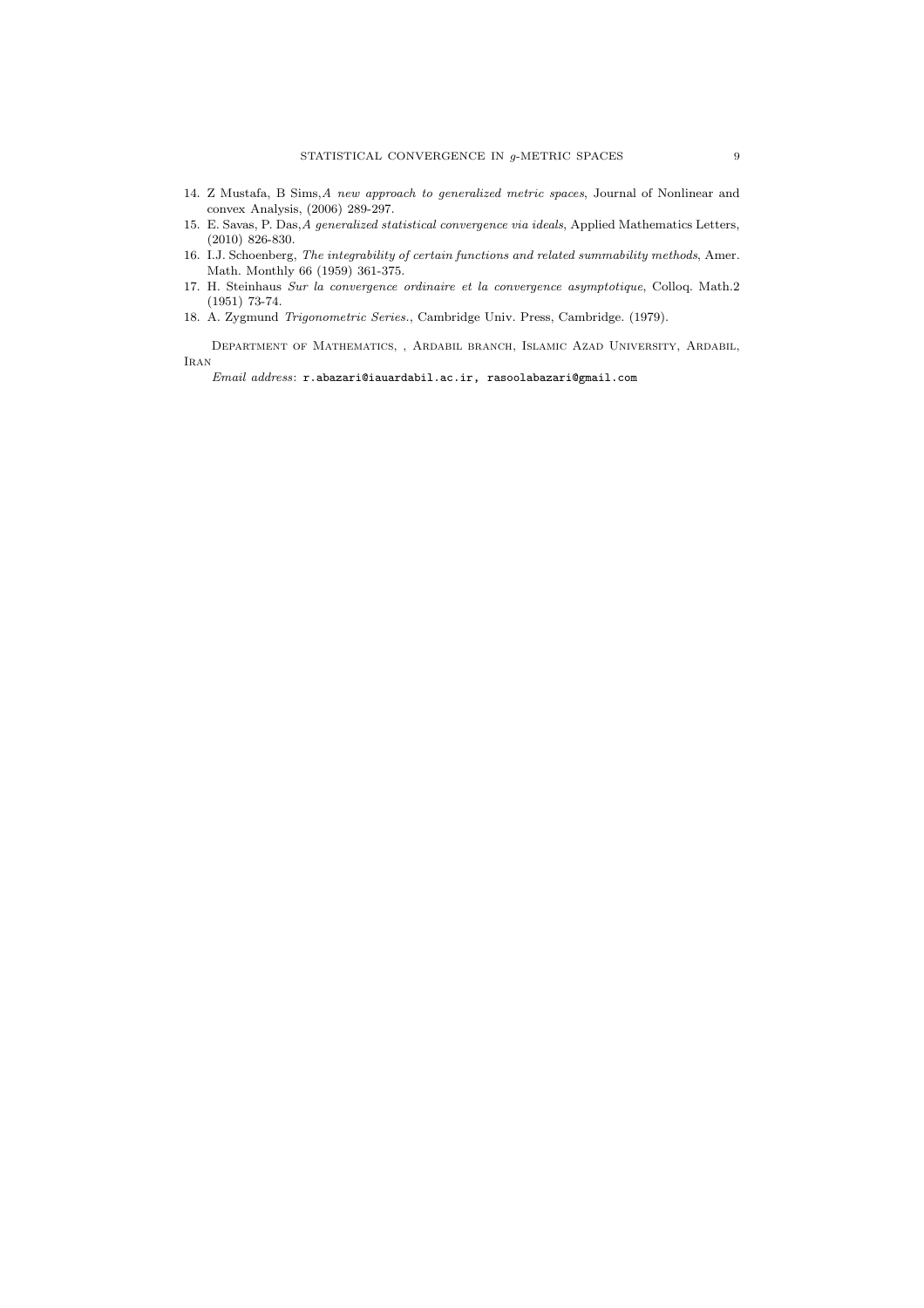14. Z Mustafa, B Sims,*A new approach to generalized metric spaces*, Journal of Nonlinear and convex Analysis, (2006) 289-297.
15. E. Savas, P. Das,*A generalized statistical convergence via ideals*, Applied Mathematics Letters, (2010) 826-830.
16. I.J. Schoenberg, *The integrability of certain functions and related summability methods*, Amer. Math. Monthly 66 (1959) 361-375.
17. H. Steinhaus *Sur la convergence ordinaire et la convergence asymptotique*, Colloq. Math.2 (1951) 73-74.
18. A. Zygmund *Trigonometric Series.*, Cambridge Univ. Press, Cambridge. (1979).

Department of Mathematics, , Ardabil branch, Islamic Azad University, Ardabil, Iran

*Email address*: `r.abazari@iauardabil.ac.ir, rasoolabazari@gmail.com`